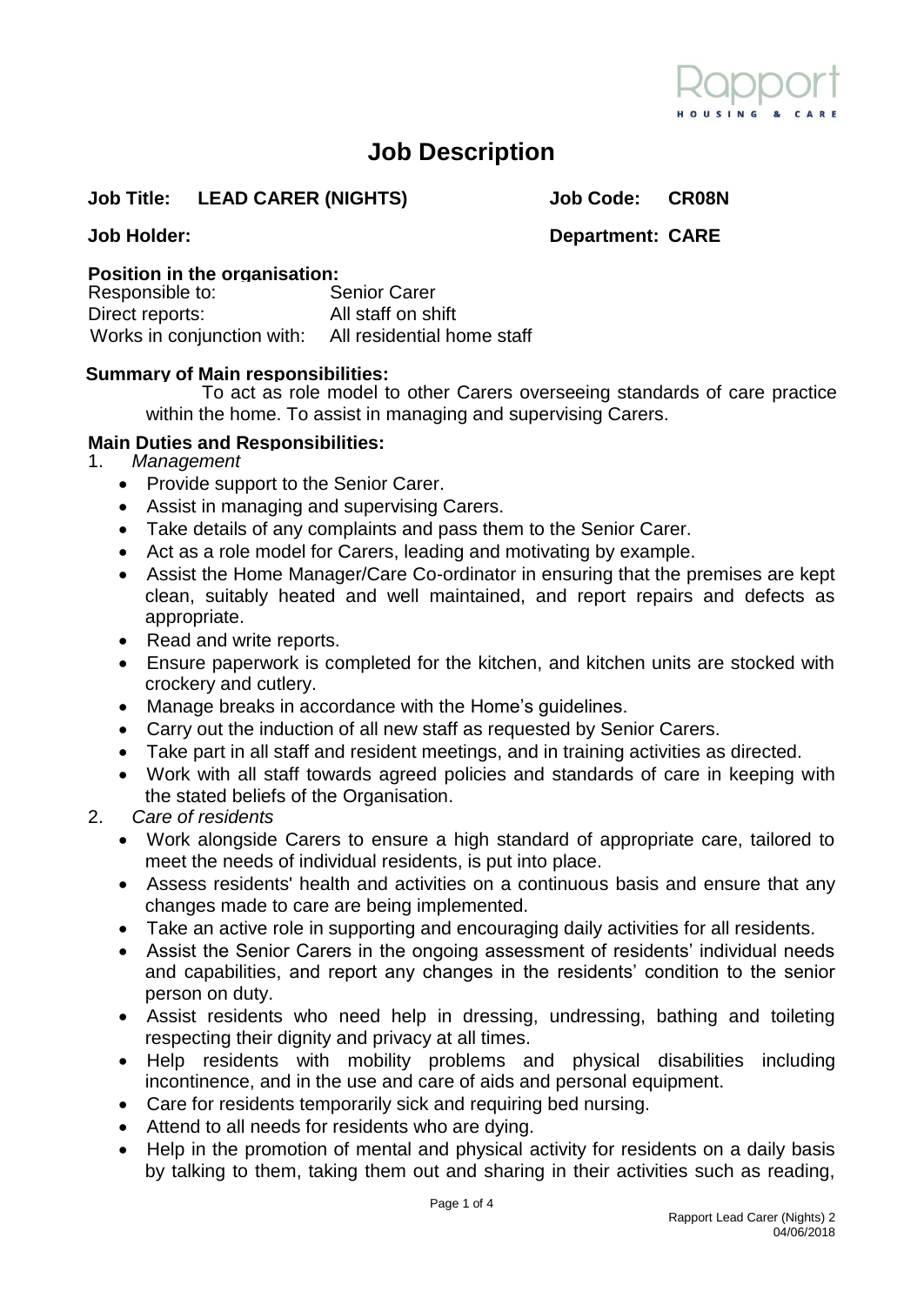# Job Description

**Job Title: LEAD CARER (NIGHTS)** **Job Code: CR08N**

**Job Holder:** **Department: CARE**

**Position in the organisation:**

Responsible to: Senior Carer
Direct reports: All staff on shift
Works in conjunction with: All residential home staff

**Summary of Main responsibilities:**

To act as role model to other Carers overseeing standards of care practice within the home. To assist in managing and supervising Carers.

**Main Duties and Responsibilities:**

1. *Management*
   - Provide support to the Senior Carer.
   - Assist in managing and supervising Carers.
   - Take details of any complaints and pass them to the Senior Carer.
   - Act as a role model for Carers, leading and motivating by example.
   - Assist the Home Manager/Care Co-ordinator in ensuring that the premises are kept clean, suitably heated and well maintained, and report repairs and defects as appropriate.
   - Read and write reports.
   - Ensure paperwork is completed for the kitchen, and kitchen units are stocked with crockery and cutlery.
   - Manage breaks in accordance with the Home's guidelines.
   - Carry out the induction of all new staff as requested by Senior Carers.
   - Take part in all staff and resident meetings, and in training activities as directed.
   - Work with all staff towards agreed policies and standards of care in keeping with the stated beliefs of the Organisation.
2. *Care of residents*
   - Work alongside Carers to ensure a high standard of appropriate care, tailored to meet the needs of individual residents, is put into place.
   - Assess residents' health and activities on a continuous basis and ensure that any changes made to care are being implemented.
   - Take an active role in supporting and encouraging daily activities for all residents.
   - Assist the Senior Carers in the ongoing assessment of residents' individual needs and capabilities, and report any changes in the residents' condition to the senior person on duty.
   - Assist residents who need help in dressing, undressing, bathing and toileting respecting their dignity and privacy at all times.
   - Help residents with mobility problems and physical disabilities including incontinence, and in the use and care of aids and personal equipment.
   - Care for residents temporarily sick and requiring bed nursing.
   - Attend to all needs for residents who are dying.
   - Help in the promotion of mental and physical activity for residents on a daily basis by talking to them, taking them out and sharing in their activities such as reading,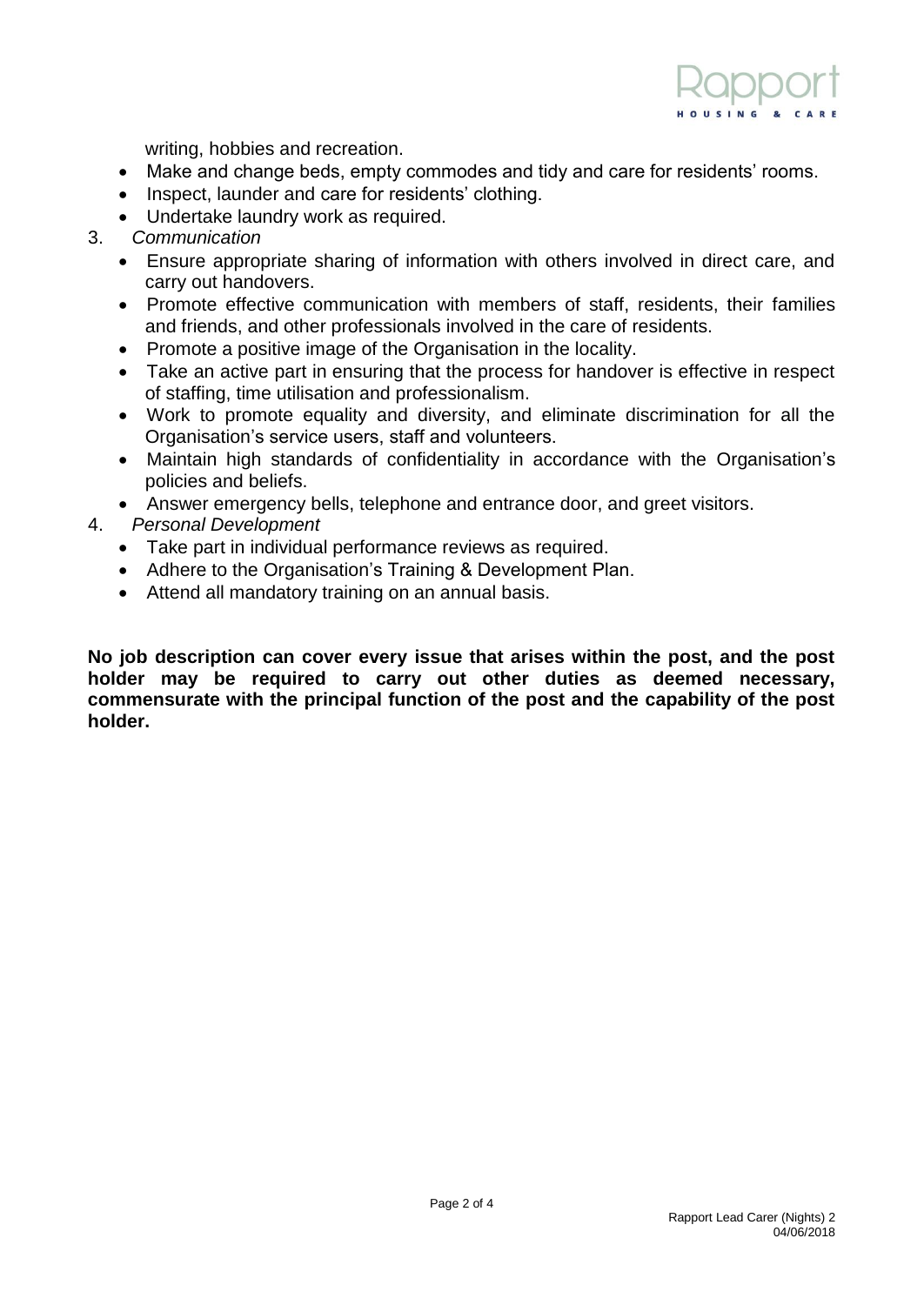writing, hobbies and recreation.

- Make and change beds, empty commodes and tidy and care for residents' rooms.
- Inspect, launder and care for residents' clothing.
- Undertake laundry work as required.

3. *Communication*
   - Ensure appropriate sharing of information with others involved in direct care, and carry out handovers.
   - Promote effective communication with members of staff, residents, their families and friends, and other professionals involved in the care of residents.
   - Promote a positive image of the Organisation in the locality.
   - Take an active part in ensuring that the process for handover is effective in respect of staffing, time utilisation and professionalism.
   - Work to promote equality and diversity, and eliminate discrimination for all the Organisation's service users, staff and volunteers.
   - Maintain high standards of confidentiality in accordance with the Organisation's policies and beliefs.
   - Answer emergency bells, telephone and entrance door, and greet visitors.
4. *Personal Development*
   - Take part in individual performance reviews as required.
   - Adhere to the Organisation's Training & Development Plan.
   - Attend all mandatory training on an annual basis.

**No job description can cover every issue that arises within the post, and the post holder may be required to carry out other duties as deemed necessary, commensurate with the principal function of the post and the capability of the post holder.**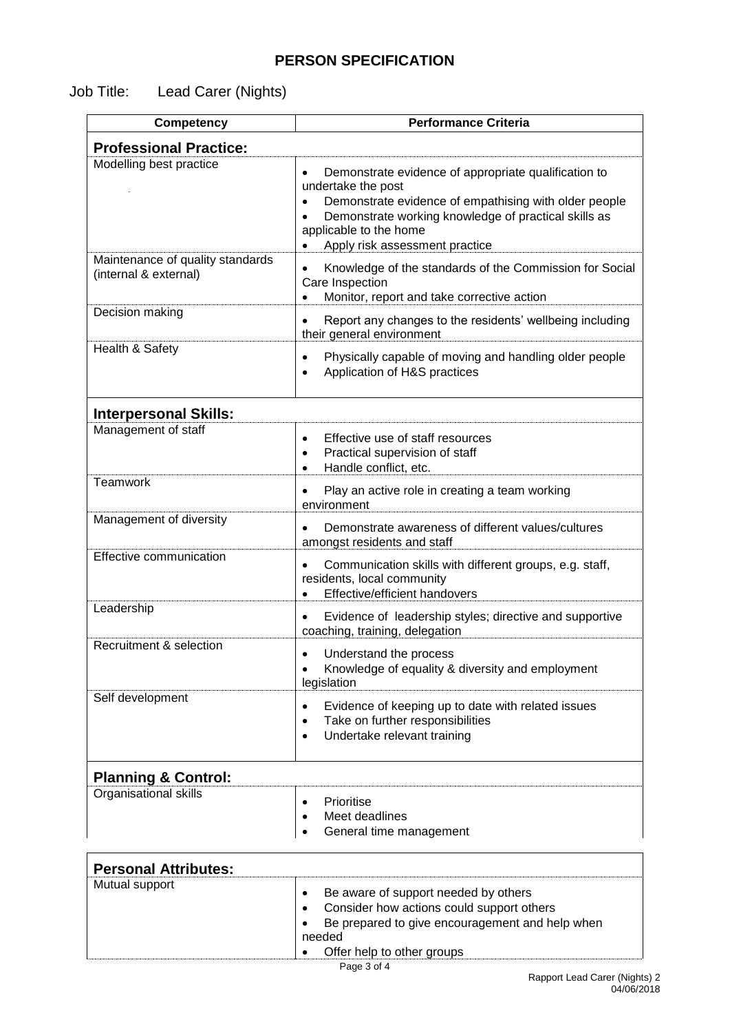## PERSON SPECIFICATION

Job Title: Lead Carer (Nights)

| Competency | Performance Criteria |
|---|---|
| **Professional Practice:** | |
| Modelling best practice | • Demonstrate evidence of appropriate qualification to undertake the post<br>• Demonstrate evidence of empathising with older people<br>• Demonstrate working knowledge of practical skills as applicable to the home<br>• Apply risk assessment practice |
| Maintenance of quality standards (internal & external) | • Knowledge of the standards of the Commission for Social Care Inspection<br>• Monitor, report and take corrective action |
| Decision making | • Report any changes to the residents' wellbeing including their general environment |
| Health & Safety | • Physically capable of moving and handling older people<br>• Application of H&S practices |
| **Interpersonal Skills:** | |
| Management of staff | • Effective use of staff resources<br>• Practical supervision of staff<br>• Handle conflict, etc. |
| Teamwork | • Play an active role in creating a team working environment |
| Management of diversity | • Demonstrate awareness of different values/cultures amongst residents and staff |
| Effective communication | • Communication skills with different groups, e.g. staff, residents, local community<br>• Effective/efficient handovers |
| Leadership | • Evidence of leadership styles; directive and supportive coaching, training, delegation |
| Recruitment & selection | • Understand the process<br>• Knowledge of equality & diversity and employment legislation |
| Self development | • Evidence of keeping up to date with related issues<br>• Take on further responsibilities<br>• Undertake relevant training |
| **Planning & Control:** | |
| Organisational skills | • Prioritise<br>• Meet deadlines<br>• General time management |

| **Personal Attributes:** | |
|---|---|
| Mutual support | • Be aware of support needed by others<br>• Consider how actions could support others<br>• Be prepared to give encouragement and help when needed<br>• Offer help to other groups |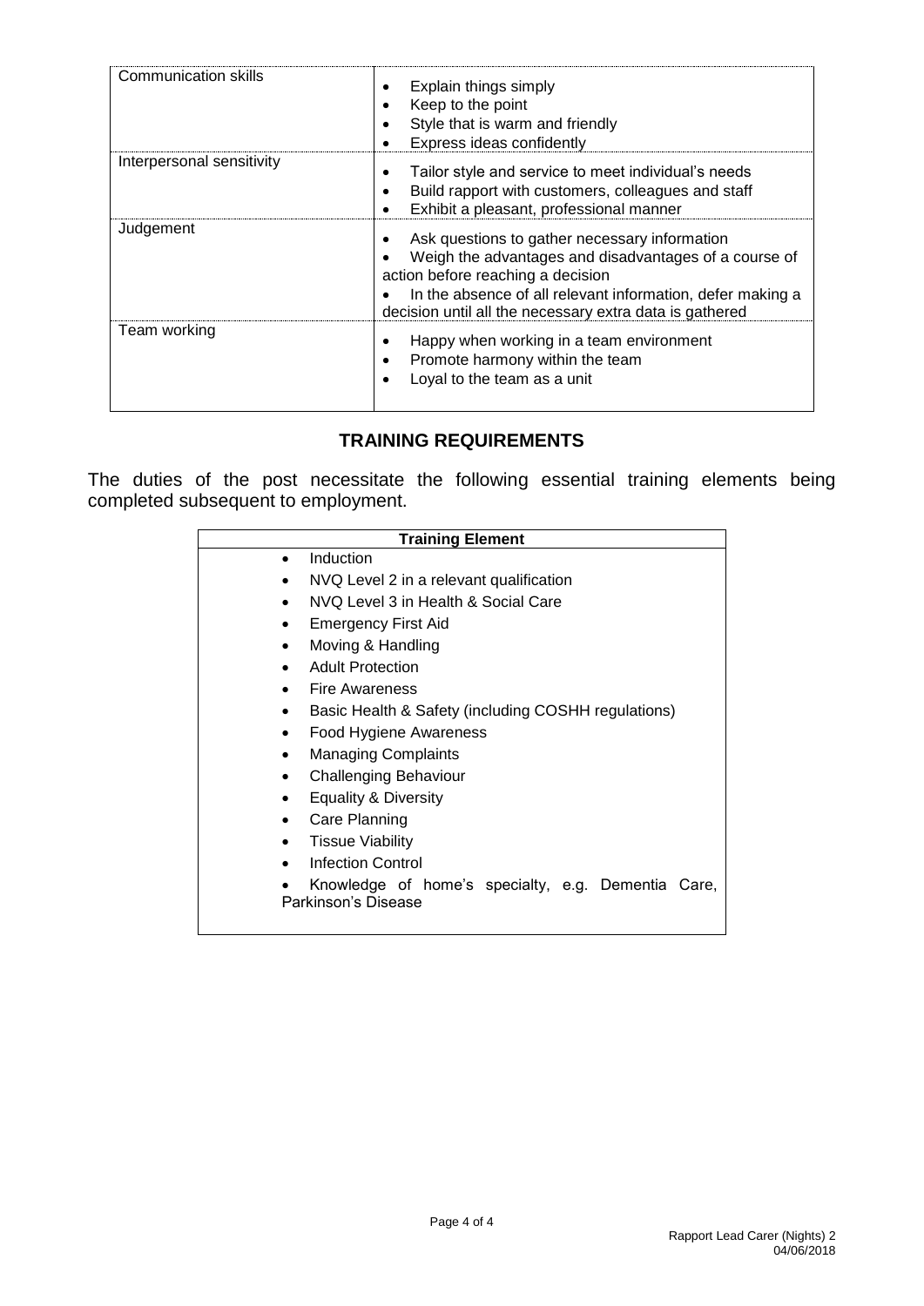| | |
|---|---|
| Communication skills | • Explain things simply<br>• Keep to the point<br>• Style that is warm and friendly<br>• Express ideas confidently |
| Interpersonal sensitivity | • Tailor style and service to meet individual's needs<br>• Build rapport with customers, colleagues and staff<br>• Exhibit a pleasant, professional manner |
| Judgement | • Ask questions to gather necessary information<br>• Weigh the advantages and disadvantages of a course of action before reaching a decision<br>• In the absence of all relevant information, defer making a decision until all the necessary extra data is gathered |
| Team working | • Happy when working in a team environment<br>• Promote harmony within the team<br>• Loyal to the team as a unit |

## TRAINING REQUIREMENTS

The duties of the post necessitate the following essential training elements being completed subsequent to employment.

| Training Element |
|---|
| • Induction<br>• NVQ Level 2 in a relevant qualification<br>• NVQ Level 3 in Health & Social Care<br>• Emergency First Aid<br>• Moving & Handling<br>• Adult Protection<br>• Fire Awareness<br>• Basic Health & Safety (including COSHH regulations)<br>• Food Hygiene Awareness<br>• Managing Complaints<br>• Challenging Behaviour<br>• Equality & Diversity<br>• Care Planning<br>• Tissue Viability<br>• Infection Control<br>• Knowledge of home's specialty, e.g. Dementia Care, Parkinson's Disease |